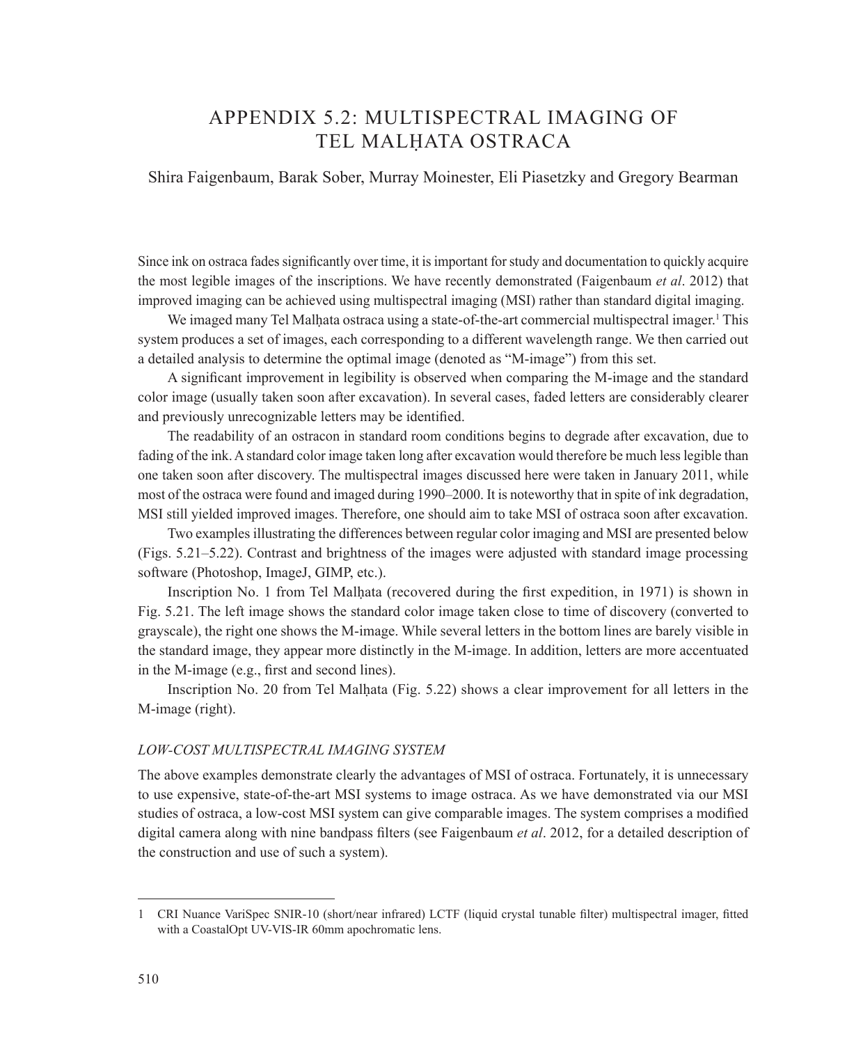# APPENDIX 5.2: MULTISPECTRAL IMAGING OF TEL MALḤATA OSTRACA

Shira Faigenbaum, Barak Sober, Murray Moinester, Eli Piasetzky and Gregory Bearman

Since ink on ostraca fades significantly over time, it is important for study and documentation to quickly acquire the most legible images of the inscriptions. We have recently demonstrated (Faigenbaum *et al*. 2012) that improved imaging can be achieved using multispectral imaging (MSI) rather than standard digital imaging.

We imaged many Tel Malḥata ostraca using a state-of-the-art commercial multispectral imager.[1] This system produces a set of images, each corresponding to a different wavelength range. We then carried out a detailed analysis to determine the optimal image (denoted as "M-image") from this set.

A significant improvement in legibility is observed when comparing the M-image and the standard color image (usually taken soon after excavation). In several cases, faded letters are considerably clearer and previously unrecognizable letters may be identified.

The readability of an ostracon in standard room conditions begins to degrade after excavation, due to fading of the ink. A standard color image taken long after excavation would therefore be much less legible than one taken soon after discovery. The multispectral images discussed here were taken in January 2011, while most of the ostraca were found and imaged during 1990–2000. It is noteworthy that in spite of ink degradation, MSI still yielded improved images. Therefore, one should aim to take MSI of ostraca soon after excavation.

Two examples illustrating the differences between regular color imaging and MSI are presented below (Figs. 5.21–5.22). Contrast and brightness of the images were adjusted with standard image processing software (Photoshop, ImageJ, GIMP, etc.).

Inscription No. 1 from Tel Malḥata (recovered during the first expedition, in 1971) is shown in Fig. 5.21. The left image shows the standard color image taken close to time of discovery (converted to grayscale), the right one shows the M-image. While several letters in the bottom lines are barely visible in the standard image, they appear more distinctly in the M-image. In addition, letters are more accentuated in the M-image (e.g., first and second lines).

Inscription No. 20 from Tel Malḥata (Fig. 5.22) shows a clear improvement for all letters in the M-image (right).

### *LOW-COST MULTISPECTRAL IMAGING SYSTEM*

The above examples demonstrate clearly the advantages of MSI of ostraca. Fortunately, it is unnecessary to use expensive, state-of-the-art MSI systems to image ostraca. As we have demonstrated via our MSI studies of ostraca, a low-cost MSI system can give comparable images. The system comprises a modified digital camera along with nine bandpass filters (see Faigenbaum *et al*. 2012, for a detailed description of the construction and use of such a system).

---

[1] CRI Nuance VariSpec SNIR-10 (short/near infrared) LCTF (liquid crystal tunable filter) multispectral imager, fitted with a CoastalOpt UV-VIS-IR 60mm apochromatic lens.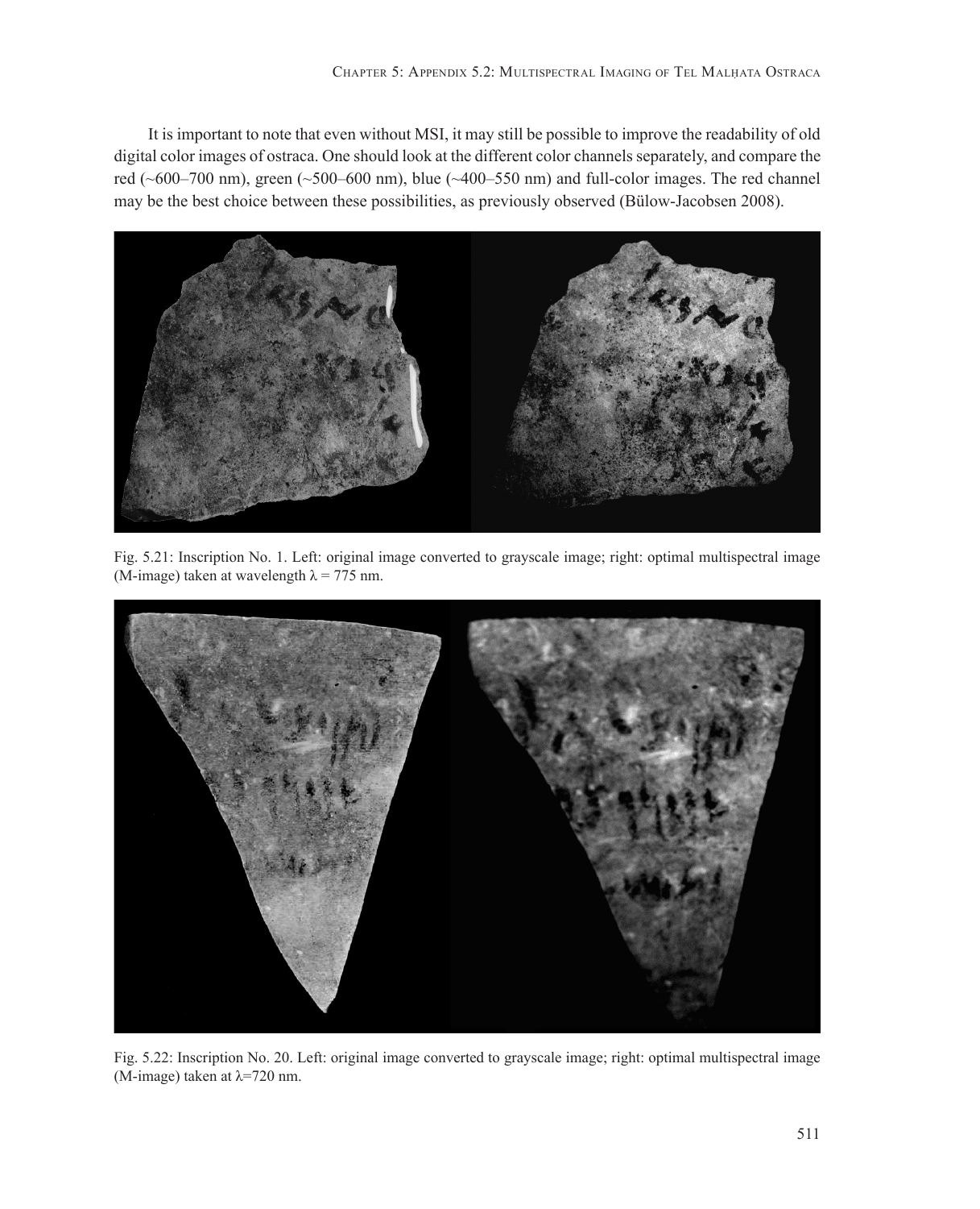It is important to note that even without MSI, it may still be possible to improve the readability of old digital color images of ostraca. One should look at the different color channels separately, and compare the red (~600–700 nm), green (~500–600 nm), blue (~400–550 nm) and full-color images. The red channel may be the best choice between these possibilities, as previously observed (Bülow-Jacobsen 2008).

Fig. 5.21: Inscription No. 1. Left: original image converted to grayscale image; right: optimal multispectral image (M-image) taken at wavelength $\lambda$ = 775 nm.

Fig. 5.22: Inscription No. 20. Left: original image converted to grayscale image; right: optimal multispectral image (M-image) taken at $\lambda$=720 nm.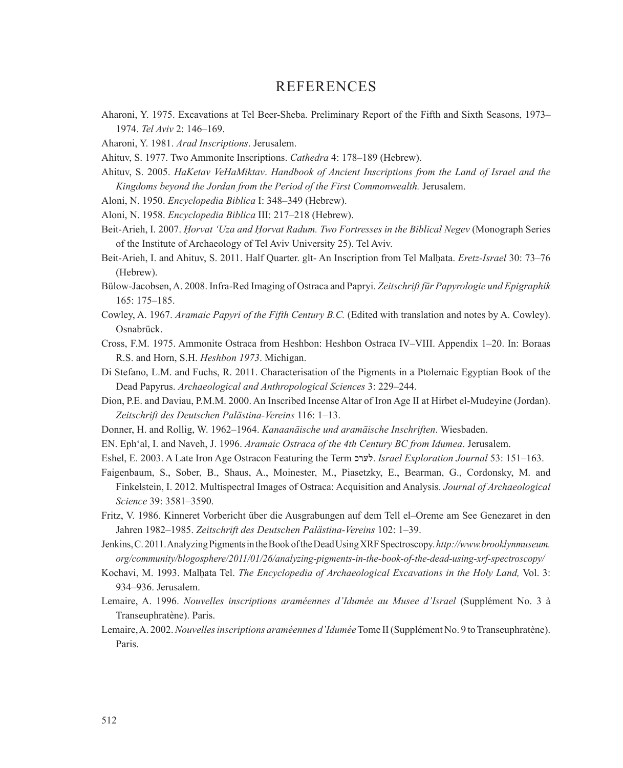# REFERENCES

Aharoni, Y. 1975. Excavations at Tel Beer-Sheba. Preliminary Report of the Fifth and Sixth Seasons, 1973–1974. *Tel Aviv* 2: 146–169.

Aharoni, Y. 1981. *Arad Inscriptions*. Jerusalem.

Ahituv, S. 1977. Two Ammonite Inscriptions. *Cathedra* 4: 178–189 (Hebrew).

Ahituv, S. 2005. *HaKetav VeHaMiktav*. *Handbook of Ancient Inscriptions from the Land of Israel and the Kingdoms beyond the Jordan from the Period of the First Commonwealth.* Jerusalem.

Aloni, N. 1950. *Encyclopedia Biblica* I: 348–349 (Hebrew).

Aloni, N. 1958. *Encyclopedia Biblica* III: 217–218 (Hebrew).

Beit-Arieh, I. 2007. *Ḥorvat 'Uza and Ḥorvat Radum. Two Fortresses in the Biblical Negev* (Monograph Series of the Institute of Archaeology of Tel Aviv University 25). Tel Aviv.

Beit-Arieh, I. and Ahituv, S. 2011. Half Quarter. glt- An Inscription from Tel Malḥata. *Eretz-Israel* 30: 73–76 (Hebrew).

Bülow-Jacobsen, A. 2008. Infra-Red Imaging of Ostraca and Papryi. *Zeitschrift für Papyrologie und Epigraphik* 165: 175–185.

Cowley, A. 1967. *Aramaic Papyri of the Fifth Century B.C.* (Edited with translation and notes by A. Cowley). Osnabrück.

Cross, F.M. 1975. Ammonite Ostraca from Heshbon: Heshbon Ostraca IV–VIII. Appendix 1–20. In: Boraas R.S. and Horn, S.H. *Heshbon 1973*. Michigan.

Di Stefano, L.M. and Fuchs, R. 2011. Characterisation of the Pigments in a Ptolemaic Egyptian Book of the Dead Papyrus. *Archaeological and Anthropological Sciences* 3: 229–244.

Dion, P.E. and Daviau, P.M.M. 2000. An Inscribed Incense Altar of Iron Age II at Hirbet el-Mudeyine (Jordan). *Zeitschrift des Deutschen Palästina-Vereins* 116: 1–13.

Donner, H. and Rollig, W. 1962–1964. *Kanaanäische und aramäische Inschriften*. Wiesbaden.

EN. Eph'al, I. and Naveh, J. 1996. *Aramaic Ostraca of the 4th Century BC from Idumea*. Jerusalem.

Eshel, E. 2003. A Late Iron Age Ostracon Featuring the Term לערכ. *Israel Exploration Journal* 53: 151–163.

Faigenbaum, S., Sober, B., Shaus, A., Moinester, M., Piasetzky, E., Bearman, G., Cordonsky, M. and Finkelstein, I. 2012. Multispectral Images of Ostraca: Acquisition and Analysis. *Journal of Archaeological Science* 39: 3581–3590.

Fritz, V. 1986. Kinneret Vorbericht über die Ausgrabungen auf dem Tell el–Oreme am See Genezaret in den Jahren 1982–1985. *Zeitschrift des Deutschen Palästina-Vereins* 102: 1–39.

Jenkins, C. 2011. Analyzing Pigments in the Book of the Dead Using XRF Spectroscopy. *http://www.brooklynmuseum.org/community/blogosphere/2011/01/26/analyzing-pigments-in-the-book-of-the-dead-using-xrf-spectroscopy/*

Kochavi, M. 1993. Malḥata Tel. *The Encyclopedia of Archaeological Excavations in the Holy Land,* Vol. 3: 934–936. Jerusalem.

Lemaire, A. 1996. *Nouvelles inscriptions araméennes d'Idumée au Musee d'Israel* (Supplément No. 3 à Transeuphratène). Paris.

Lemaire, A. 2002. *Nouvelles inscriptions araméennes d'Idumée* Tome II (Supplément No. 9 to Transeuphratène). Paris.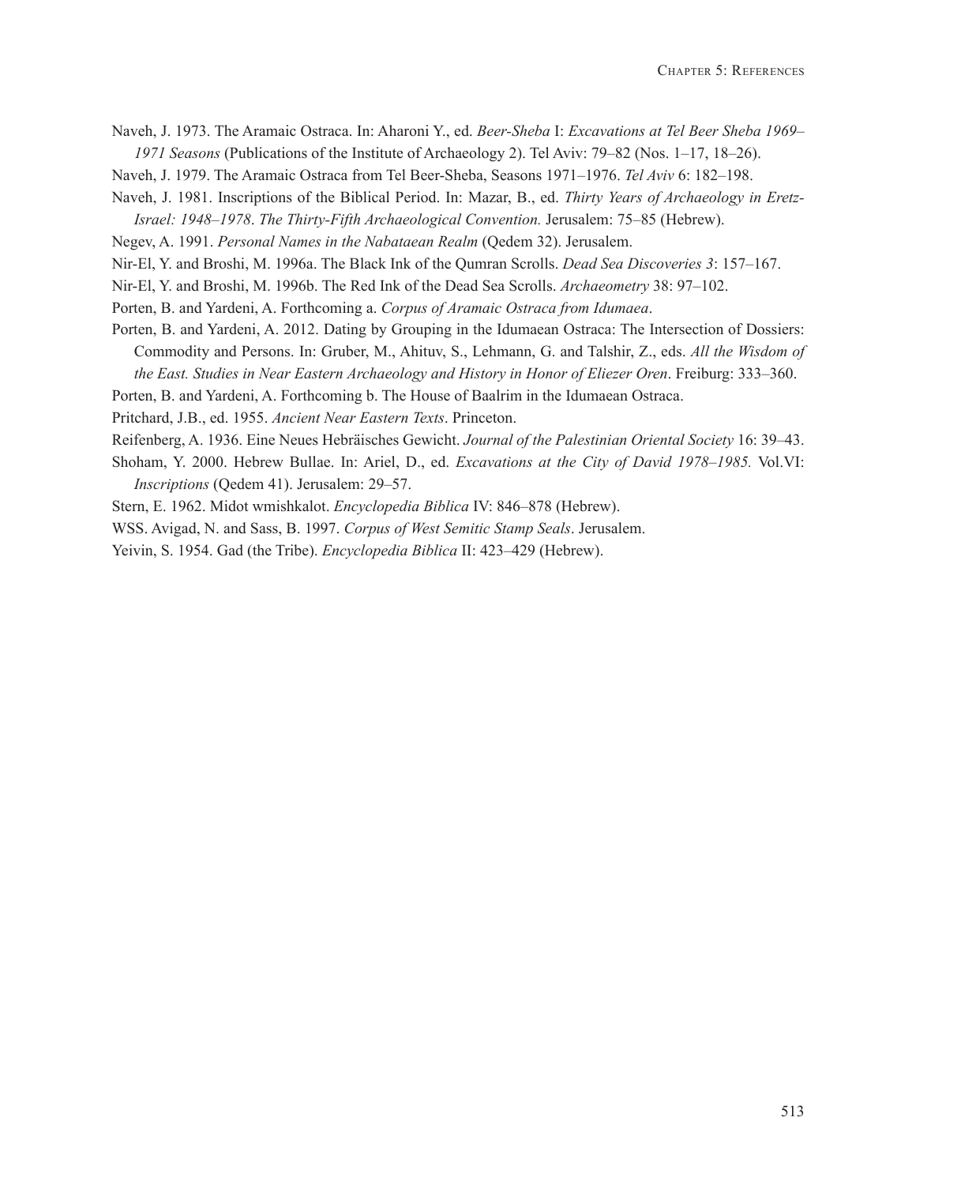Naveh, J. 1973. The Aramaic Ostraca. In: Aharoni Y., ed. *Beer-Sheba* I: *Excavations at Tel Beer Sheba 1969–1971 Seasons* (Publications of the Institute of Archaeology 2). Tel Aviv: 79–82 (Nos. 1–17, 18–26).

Naveh, J. 1979. The Aramaic Ostraca from Tel Beer-Sheba, Seasons 1971–1976. *Tel Aviv* 6: 182–198.

Naveh, J. 1981. Inscriptions of the Biblical Period. In: Mazar, B., ed. *Thirty Years of Archaeology in Eretz-Israel: 1948–1978*. *The Thirty-Fifth Archaeological Convention.* Jerusalem: 75–85 (Hebrew).

Negev, A. 1991. *Personal Names in the Nabataean Realm* (Qedem 32). Jerusalem.

Nir-El, Y. and Broshi, M. 1996a. The Black Ink of the Qumran Scrolls. *Dead Sea Discoveries 3*: 157–167.

Nir-El, Y. and Broshi, M. 1996b. The Red Ink of the Dead Sea Scrolls. *Archaeometry* 38: 97–102.

Porten, B. and Yardeni, A. Forthcoming a. *Corpus of Aramaic Ostraca from Idumaea*.

Porten, B. and Yardeni, A. 2012. Dating by Grouping in the Idumaean Ostraca: The Intersection of Dossiers: Commodity and Persons. In: Gruber, M., Ahituv, S., Lehmann, G. and Talshir, Z., eds. *All the Wisdom of the East. Studies in Near Eastern Archaeology and History in Honor of Eliezer Oren*. Freiburg: 333–360.

Porten, B. and Yardeni, A. Forthcoming b. The House of Baalrim in the Idumaean Ostraca.

Pritchard, J.B., ed. 1955. *Ancient Near Eastern Texts*. Princeton.

Reifenberg, A. 1936. Eine Neues Hebräisches Gewicht. *Journal of the Palestinian Oriental Society* 16: 39–43.

Shoham, Y. 2000. Hebrew Bullae. In: Ariel, D., ed. *Excavations at the City of David 1978–1985.* Vol.VI: *Inscriptions* (Qedem 41). Jerusalem: 29–57.

Stern, E. 1962. Midot wmishkalot. *Encyclopedia Biblica* IV: 846–878 (Hebrew).

WSS. Avigad, N. and Sass, B. 1997. *Corpus of West Semitic Stamp Seals*. Jerusalem.

Yeivin, S. 1954. Gad (the Tribe). *Encyclopedia Biblica* II: 423–429 (Hebrew).